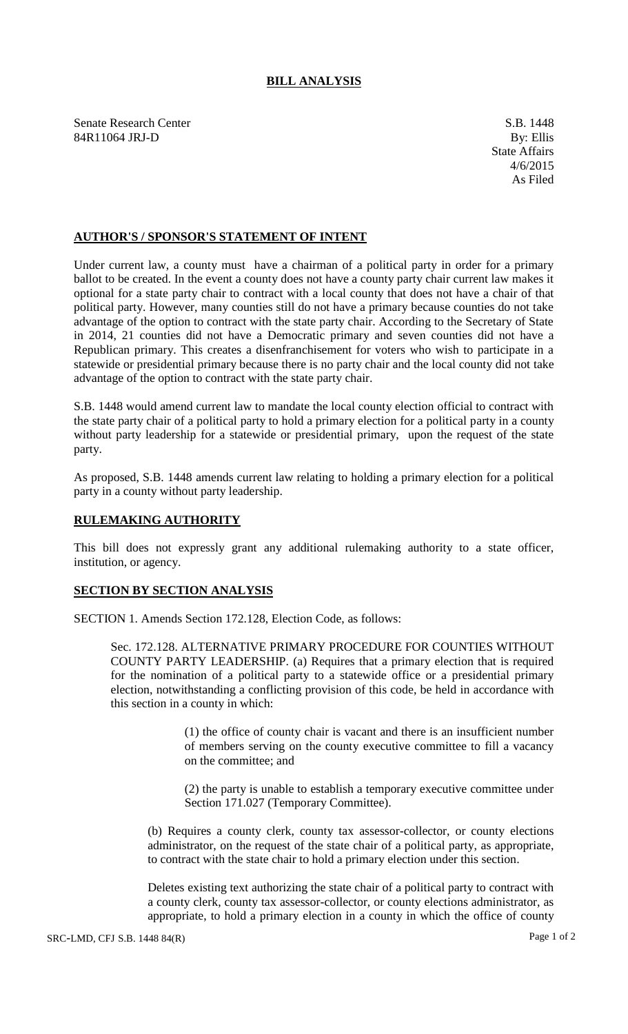# BILL ANALYSIS

Senate Research Center
84R11064 JRJ-D

S.B. 1448
By: Ellis
State Affairs
4/6/2015
As Filed

## AUTHOR'S / SPONSOR'S STATEMENT OF INTENT

Under current law, a county must have a chairman of a political party in order for a primary ballot to be created. In the event a county does not have a county party chair current law makes it optional for a state party chair to contract with a local county that does not have a chair of that political party. However, many counties still do not have a primary because counties do not take advantage of the option to contract with the state party chair. According to the Secretary of State in 2014, 21 counties did not have a Democratic primary and seven counties did not have a Republican primary. This creates a disenfranchisement for voters who wish to participate in a statewide or presidential primary because there is no party chair and the local county did not take advantage of the option to contract with the state party chair.

S.B. 1448 would amend current law to mandate the local county election official to contract with the state party chair of a political party to hold a primary election for a political party in a county without party leadership for a statewide or presidential primary, upon the request of the state party.

As proposed, S.B. 1448 amends current law relating to holding a primary election for a political party in a county without party leadership.

## RULEMAKING AUTHORITY

This bill does not expressly grant any additional rulemaking authority to a state officer, institution, or agency.

## SECTION BY SECTION ANALYSIS

SECTION 1. Amends Section 172.128, Election Code, as follows:

Sec. 172.128. ALTERNATIVE PRIMARY PROCEDURE FOR COUNTIES WITHOUT COUNTY PARTY LEADERSHIP. (a) Requires that a primary election that is required for the nomination of a political party to a statewide office or a presidential primary election, notwithstanding a conflicting provision of this code, be held in accordance with this section in a county in which:

(1) the office of county chair is vacant and there is an insufficient number of members serving on the county executive committee to fill a vacancy on the committee; and

(2) the party is unable to establish a temporary executive committee under Section 171.027 (Temporary Committee).

(b) Requires a county clerk, county tax assessor-collector, or county elections administrator, on the request of the state chair of a political party, as appropriate, to contract with the state chair to hold a primary election under this section.

Deletes existing text authorizing the state chair of a political party to contract with a county clerk, county tax assessor-collector, or county elections administrator, as appropriate, to hold a primary election in a county in which the office of county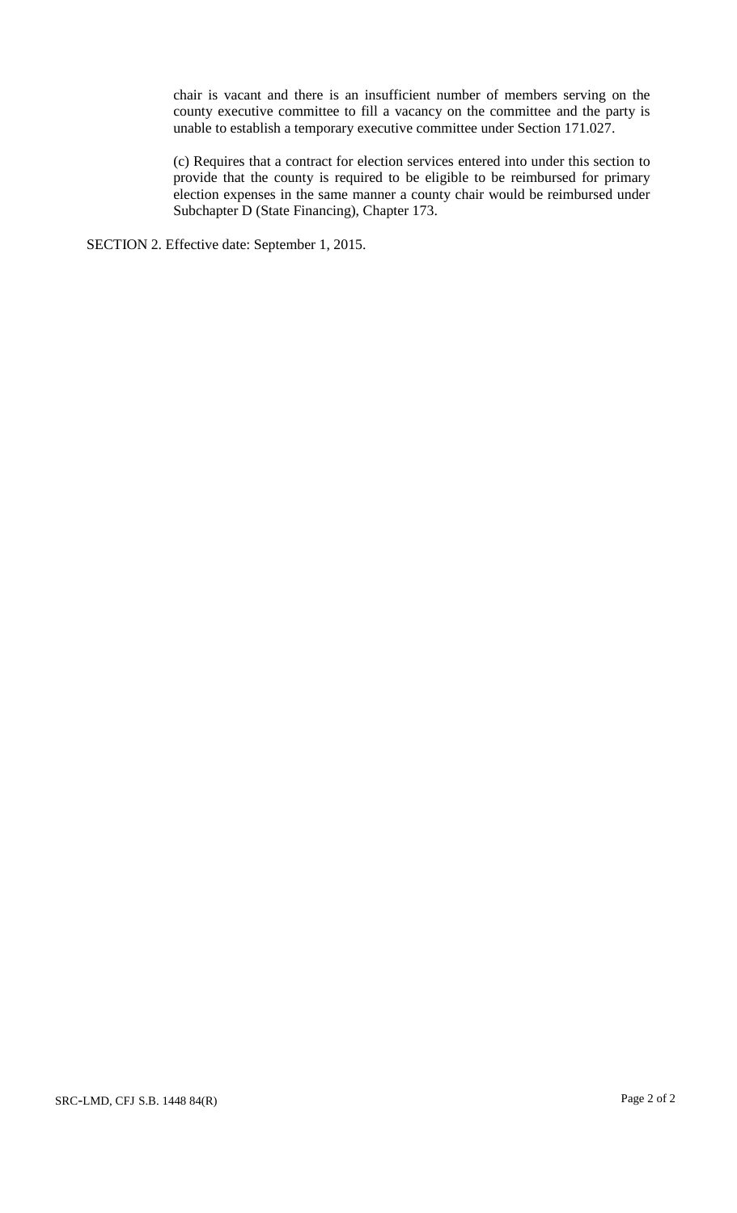chair is vacant and there is an insufficient number of members serving on the county executive committee to fill a vacancy on the committee and the party is unable to establish a temporary executive committee under Section 171.027.

(c) Requires that a contract for election services entered into under this section to provide that the county is required to be eligible to be reimbursed for primary election expenses in the same manner a county chair would be reimbursed under Subchapter D (State Financing), Chapter 173.

SECTION 2. Effective date: September 1, 2015.